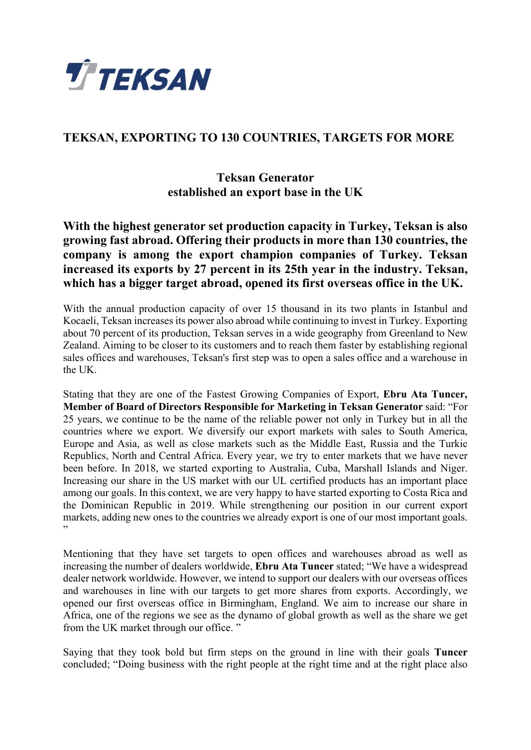TEKSAN

# TEKSAN, EXPORTING TO 130 COUNTRIES, TARGETS FOR MORE

## Teksan Generator
## established an export base in the UK

**With the highest generator set production capacity in Turkey, Teksan is also growing fast abroad. Offering their products in more than 130 countries, the company is among the export champion companies of Turkey. Teksan increased its exports by 27 percent in its 25th year in the industry. Teksan, which has a bigger target abroad, opened its first overseas office in the UK.**

With the annual production capacity of over 15 thousand in its two plants in Istanbul and Kocaeli, Teksan increases its power also abroad while continuing to invest in Turkey. Exporting about 70 percent of its production, Teksan serves in a wide geography from Greenland to New Zealand. Aiming to be closer to its customers and to reach them faster by establishing regional sales offices and warehouses, Teksan's first step was to open a sales office and a warehouse in the UK.

Stating that they are one of the Fastest Growing Companies of Export, **Ebru Ata Tuncer, Member of Board of Directors Responsible for Marketing in Teksan Generator** said: "For 25 years, we continue to be the name of the reliable power not only in Turkey but in all the countries where we export. We diversify our export markets with sales to South America, Europe and Asia, as well as close markets such as the Middle East, Russia and the Turkic Republics, North and Central Africa. Every year, we try to enter markets that we have never been before. In 2018, we started exporting to Australia, Cuba, Marshall Islands and Niger. Increasing our share in the US market with our UL certified products has an important place among our goals. In this context, we are very happy to have started exporting to Costa Rica and the Dominican Republic in 2019. While strengthening our position in our current export markets, adding new ones to the countries we already export is one of our most important goals. "

Mentioning that they have set targets to open offices and warehouses abroad as well as increasing the number of dealers worldwide, **Ebru Ata Tuncer** stated; "We have a widespread dealer network worldwide. However, we intend to support our dealers with our overseas offices and warehouses in line with our targets to get more shares from exports. Accordingly, we opened our first overseas office in Birmingham, England. We aim to increase our share in Africa, one of the regions we see as the dynamo of global growth as well as the share we get from the UK market through our office. "

Saying that they took bold but firm steps on the ground in line with their goals **Tuncer** concluded; "Doing business with the right people at the right time and at the right place also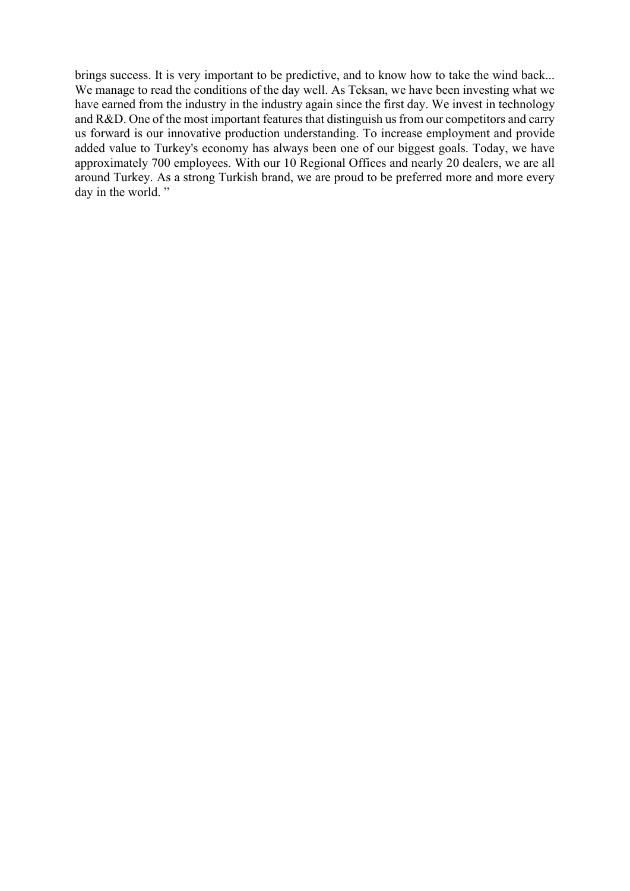brings success. It is very important to be predictive, and to know how to take the wind back... We manage to read the conditions of the day well. As Teksan, we have been investing what we have earned from the industry in the industry again since the first day. We invest in technology and R&D. One of the most important features that distinguish us from our competitors and carry us forward is our innovative production understanding. To increase employment and provide added value to Turkey's economy has always been one of our biggest goals. Today, we have approximately 700 employees. With our 10 Regional Offices and nearly 20 dealers, we are all around Turkey. As a strong Turkish brand, we are proud to be preferred more and more every day in the world. "